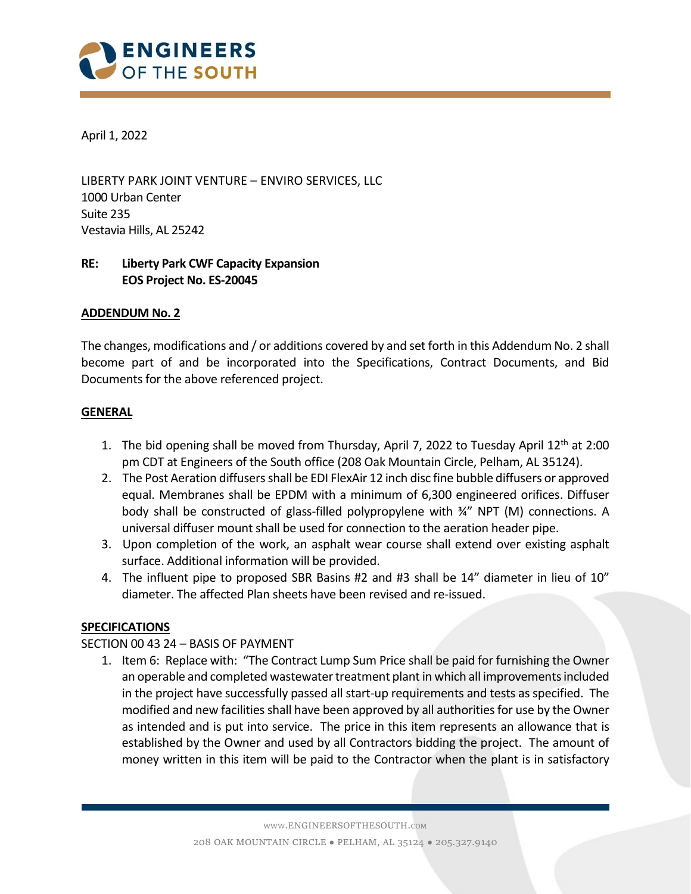April 1, 2022

LIBERTY PARK JOINT VENTURE – ENVIRO SERVICES, LLC
1000 Urban Center
Suite 235
Vestavia Hills, AL 25242

**RE: Liberty Park CWF Capacity Expansion**
**EOS Project No. ES-20045**

**ADDENDUM No. 2**

The changes, modifications and / or additions covered by and set forth in this Addendum No. 2 shall become part of and be incorporated into the Specifications, Contract Documents, and Bid Documents for the above referenced project.

**GENERAL**

1. The bid opening shall be moved from Thursday, April 7, 2022 to Tuesday April 12th at 2:00 pm CDT at Engineers of the South office (208 Oak Mountain Circle, Pelham, AL 35124).
2. The Post Aeration diffusers shall be EDI FlexAir 12 inch disc fine bubble diffusers or approved equal. Membranes shall be EPDM with a minimum of 6,300 engineered orifices. Diffuser body shall be constructed of glass-filled polypropylene with ¾" NPT (M) connections. A universal diffuser mount shall be used for connection to the aeration header pipe.
3. Upon completion of the work, an asphalt wear course shall extend over existing asphalt surface. Additional information will be provided.
4. The influent pipe to proposed SBR Basins #2 and #3 shall be 14" diameter in lieu of 10" diameter. The affected Plan sheets have been revised and re-issued.

**SPECIFICATIONS**

SECTION 00 43 24 – BASIS OF PAYMENT

1. Item 6: Replace with: "The Contract Lump Sum Price shall be paid for furnishing the Owner an operable and completed wastewater treatment plant in which all improvements included in the project have successfully passed all start-up requirements and tests as specified. The modified and new facilities shall have been approved by all authorities for use by the Owner as intended and is put into service. The price in this item represents an allowance that is established by the Owner and used by all Contractors bidding the project. The amount of money written in this item will be paid to the Contractor when the plant is in satisfactory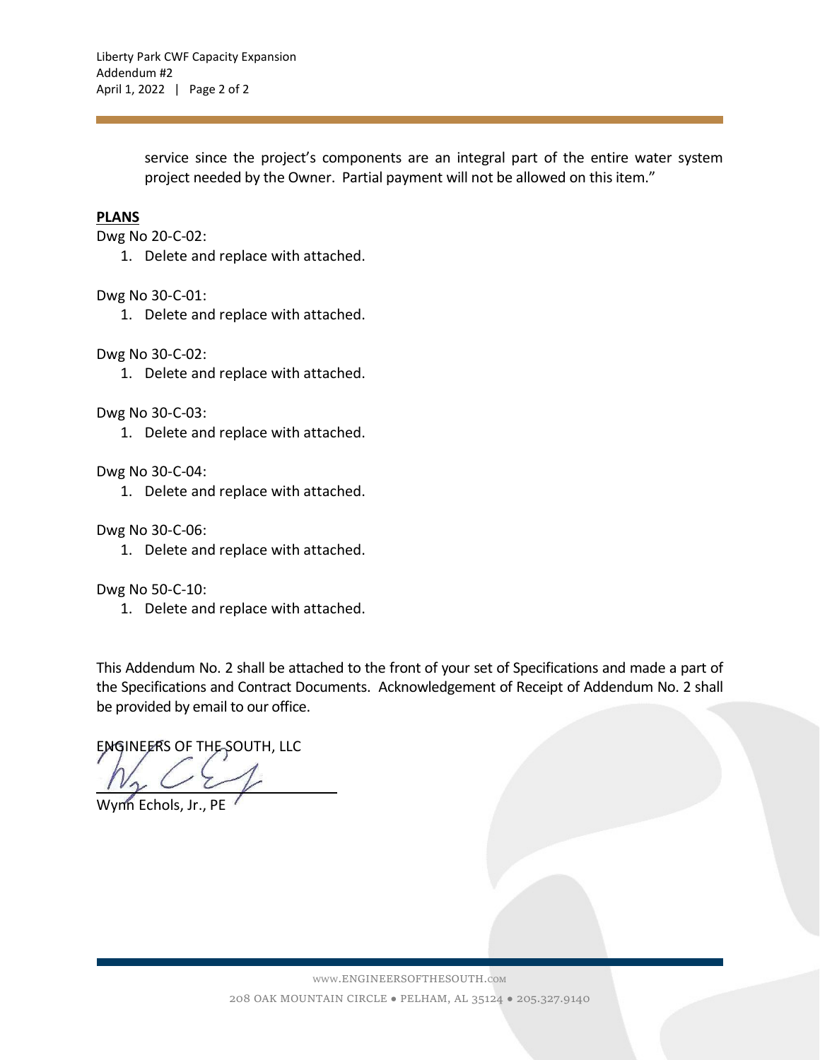service since the project's components are an integral part of the entire water system project needed by the Owner. Partial payment will not be allowed on this item."

**PLANS**

Dwg No 20-C-02:

1. Delete and replace with attached.

Dwg No 30-C-01:

1. Delete and replace with attached.

Dwg No 30-C-02:

1. Delete and replace with attached.

Dwg No 30-C-03:

1. Delete and replace with attached.

Dwg No 30-C-04:

1. Delete and replace with attached.

Dwg No 30-C-06:

1. Delete and replace with attached.

Dwg No 50-C-10:

1. Delete and replace with attached.

This Addendum No. 2 shall be attached to the front of your set of Specifications and made a part of the Specifications and Contract Documents. Acknowledgement of Receipt of Addendum No. 2 shall be provided by email to our office.

ENGINEERS OF THE SOUTH, LLC

Wynn Echols, Jr., PE